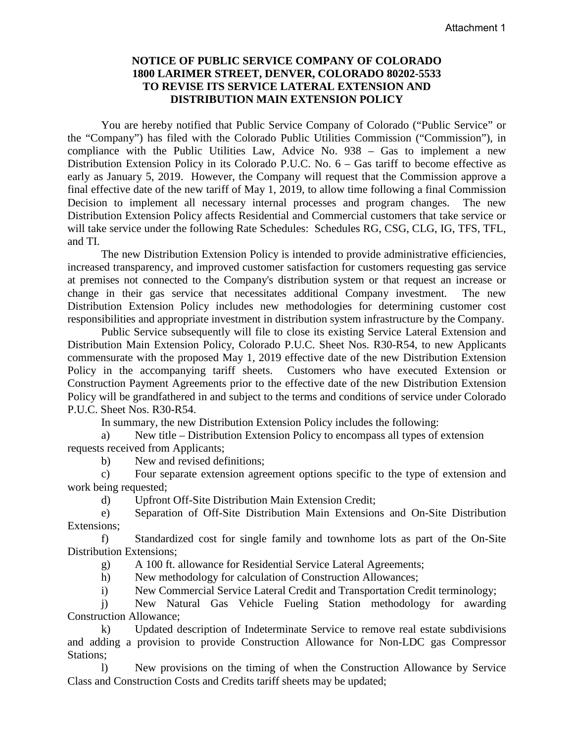Attachment 1

**NOTICE OF PUBLIC SERVICE COMPANY OF COLORADO**
**1800 LARIMER STREET, DENVER, COLORADO 80202-5533**
**TO REVISE ITS SERVICE LATERAL EXTENSION AND**
**DISTRIBUTION MAIN EXTENSION POLICY**

You are hereby notified that Public Service Company of Colorado ("Public Service" or the "Company") has filed with the Colorado Public Utilities Commission ("Commission"), in compliance with the Public Utilities Law, Advice No. 938 – Gas to implement a new Distribution Extension Policy in its Colorado P.U.C. No. 6 – Gas tariff to become effective as early as January 5, 2019. However, the Company will request that the Commission approve a final effective date of the new tariff of May 1, 2019, to allow time following a final Commission Decision to implement all necessary internal processes and program changes. The new Distribution Extension Policy affects Residential and Commercial customers that take service or will take service under the following Rate Schedules: Schedules RG, CSG, CLG, IG, TFS, TFL, and TI.

The new Distribution Extension Policy is intended to provide administrative efficiencies, increased transparency, and improved customer satisfaction for customers requesting gas service at premises not connected to the Company's distribution system or that request an increase or change in their gas service that necessitates additional Company investment. The new Distribution Extension Policy includes new methodologies for determining customer cost responsibilities and appropriate investment in distribution system infrastructure by the Company.

Public Service subsequently will file to close its existing Service Lateral Extension and Distribution Main Extension Policy, Colorado P.U.C. Sheet Nos. R30-R54, to new Applicants commensurate with the proposed May 1, 2019 effective date of the new Distribution Extension Policy in the accompanying tariff sheets. Customers who have executed Extension or Construction Payment Agreements prior to the effective date of the new Distribution Extension Policy will be grandfathered in and subject to the terms and conditions of service under Colorado P.U.C. Sheet Nos. R30-R54.

In summary, the new Distribution Extension Policy includes the following:

a) New title – Distribution Extension Policy to encompass all types of extension requests received from Applicants;

b) New and revised definitions;

c) Four separate extension agreement options specific to the type of extension and work being requested;

d) Upfront Off-Site Distribution Main Extension Credit;

e) Separation of Off-Site Distribution Main Extensions and On-Site Distribution Extensions;

f) Standardized cost for single family and townhome lots as part of the On-Site Distribution Extensions;

g) A 100 ft. allowance for Residential Service Lateral Agreements;

h) New methodology for calculation of Construction Allowances;

i) New Commercial Service Lateral Credit and Transportation Credit terminology;

j) New Natural Gas Vehicle Fueling Station methodology for awarding Construction Allowance;

k) Updated description of Indeterminate Service to remove real estate subdivisions and adding a provision to provide Construction Allowance for Non-LDC gas Compressor Stations;

l) New provisions on the timing of when the Construction Allowance by Service Class and Construction Costs and Credits tariff sheets may be updated;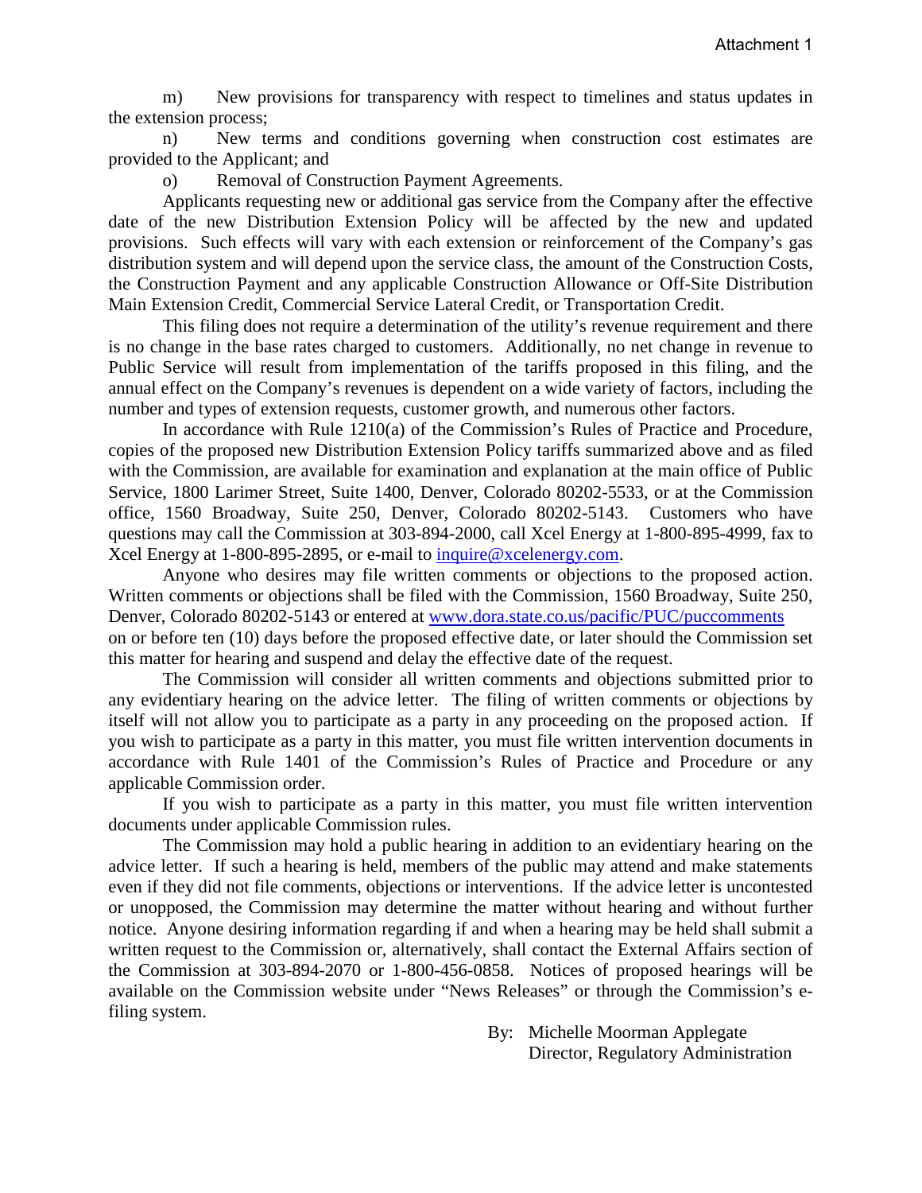m) New provisions for transparency with respect to timelines and status updates in the extension process;

n) New terms and conditions governing when construction cost estimates are provided to the Applicant; and

o) Removal of Construction Payment Agreements.

Applicants requesting new or additional gas service from the Company after the effective date of the new Distribution Extension Policy will be affected by the new and updated provisions. Such effects will vary with each extension or reinforcement of the Company's gas distribution system and will depend upon the service class, the amount of the Construction Costs, the Construction Payment and any applicable Construction Allowance or Off-Site Distribution Main Extension Credit, Commercial Service Lateral Credit, or Transportation Credit.

This filing does not require a determination of the utility's revenue requirement and there is no change in the base rates charged to customers. Additionally, no net change in revenue to Public Service will result from implementation of the tariffs proposed in this filing, and the annual effect on the Company's revenues is dependent on a wide variety of factors, including the number and types of extension requests, customer growth, and numerous other factors.

In accordance with Rule 1210(a) of the Commission's Rules of Practice and Procedure, copies of the proposed new Distribution Extension Policy tariffs summarized above and as filed with the Commission, are available for examination and explanation at the main office of Public Service, 1800 Larimer Street, Suite 1400, Denver, Colorado 80202-5533, or at the Commission office, 1560 Broadway, Suite 250, Denver, Colorado 80202-5143. Customers who have questions may call the Commission at 303-894-2000, call Xcel Energy at 1-800-895-4999, fax to Xcel Energy at 1-800-895-2895, or e-mail to inquire@xcelenergy.com.

Anyone who desires may file written comments or objections to the proposed action. Written comments or objections shall be filed with the Commission, 1560 Broadway, Suite 250, Denver, Colorado 80202-5143 or entered at www.dora.state.co.us/pacific/PUC/puccomments on or before ten (10) days before the proposed effective date, or later should the Commission set this matter for hearing and suspend and delay the effective date of the request.

The Commission will consider all written comments and objections submitted prior to any evidentiary hearing on the advice letter. The filing of written comments or objections by itself will not allow you to participate as a party in any proceeding on the proposed action. If you wish to participate as a party in this matter, you must file written intervention documents in accordance with Rule 1401 of the Commission's Rules of Practice and Procedure or any applicable Commission order.

If you wish to participate as a party in this matter, you must file written intervention documents under applicable Commission rules.

The Commission may hold a public hearing in addition to an evidentiary hearing on the advice letter. If such a hearing is held, members of the public may attend and make statements even if they did not file comments, objections or interventions. If the advice letter is uncontested or unopposed, the Commission may determine the matter without hearing and without further notice. Anyone desiring information regarding if and when a hearing may be held shall submit a written request to the Commission or, alternatively, shall contact the External Affairs section of the Commission at 303-894-2070 or 1-800-456-0858. Notices of proposed hearings will be available on the Commission website under "News Releases" or through the Commission's e-filing system.

By: Michelle Moorman Applegate
Director, Regulatory Administration